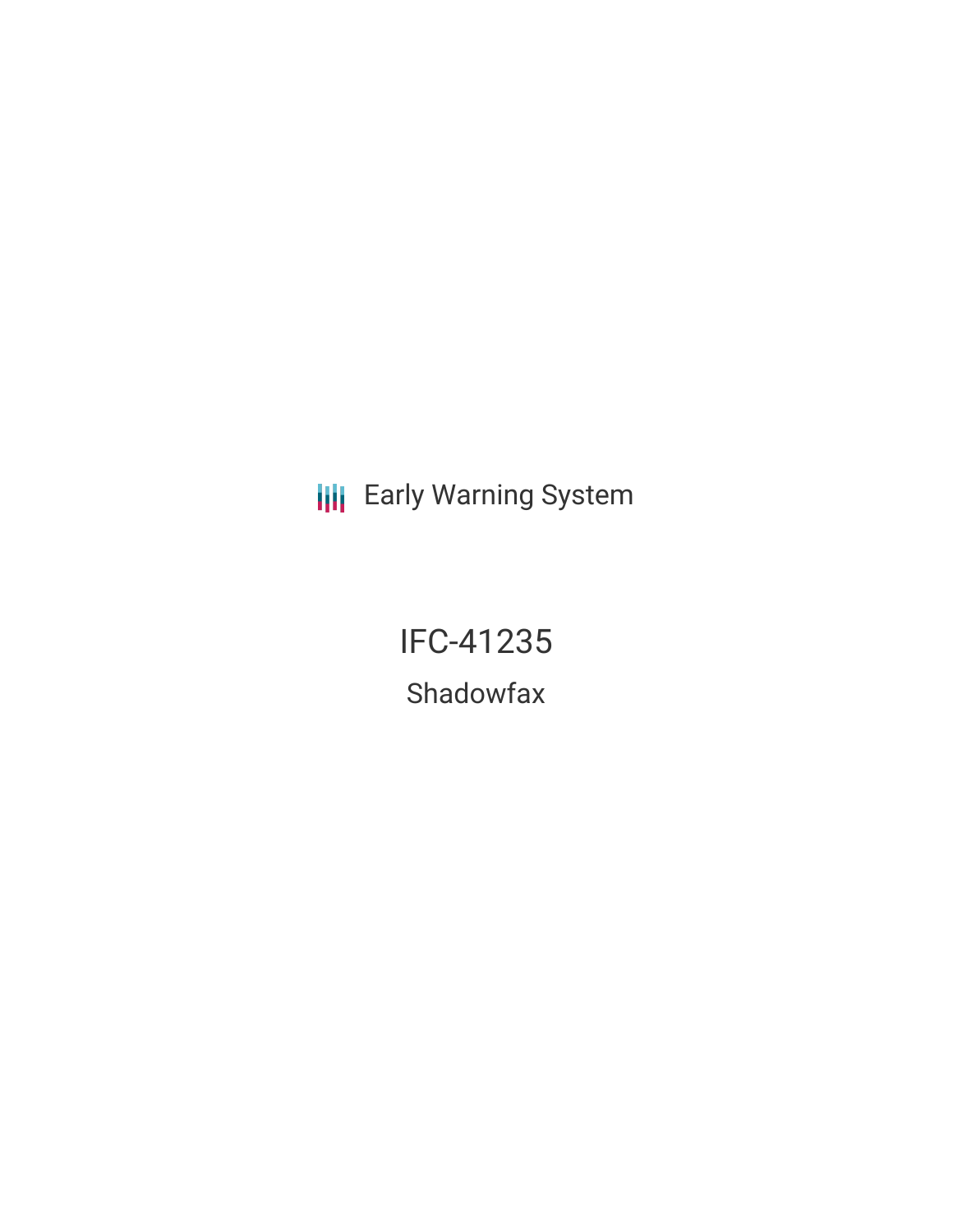Early Warning System

# IFC-41235

## Shadowfax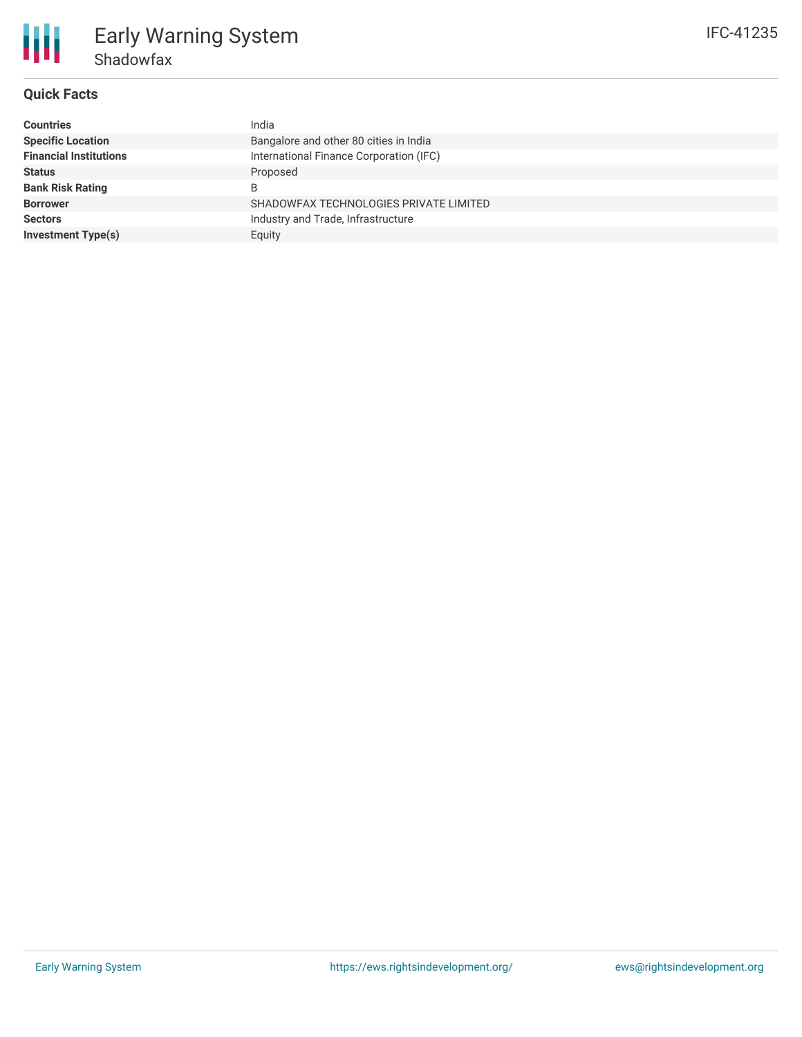# Early Warning System

## Shadowfax

IFC-41235

### Quick Facts

| | |
|---|---|
| **Countries** | India |
| **Specific Location** | Bangalore and other 80 cities in India |
| **Financial Institutions** | International Finance Corporation (IFC) |
| **Status** | Proposed |
| **Bank Risk Rating** | B |
| **Borrower** | SHADOWFAX TECHNOLOGIES PRIVATE LIMITED |
| **Sectors** | Industry and Trade, Infrastructure |
| **Investment Type(s)** | Equity |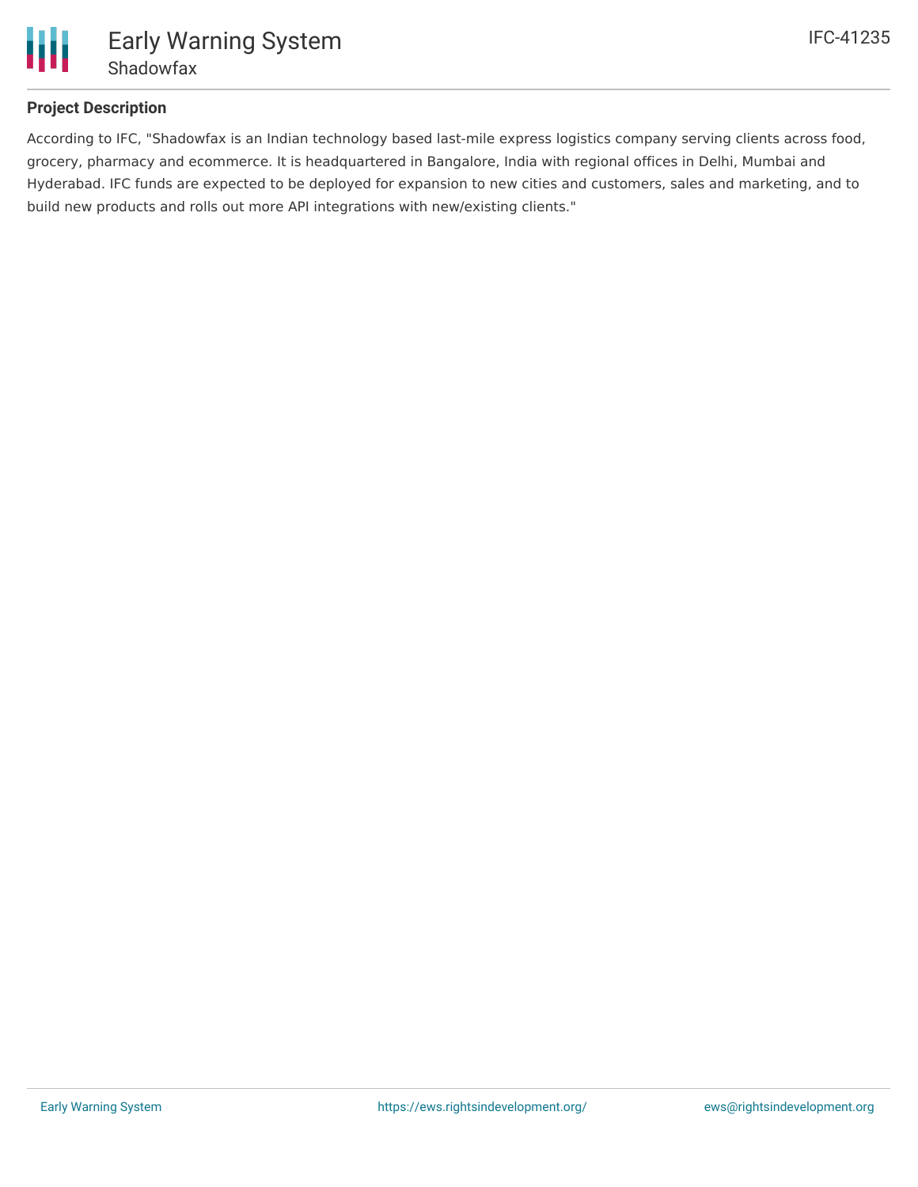## Project Description

According to IFC, "Shadowfax is an Indian technology based last-mile express logistics company serving clients across food, grocery, pharmacy and ecommerce. It is headquartered in Bangalore, India with regional offices in Delhi, Mumbai and Hyderabad. IFC funds are expected to be deployed for expansion to new cities and customers, sales and marketing, and to build new products and rolls out more API integrations with new/existing clients."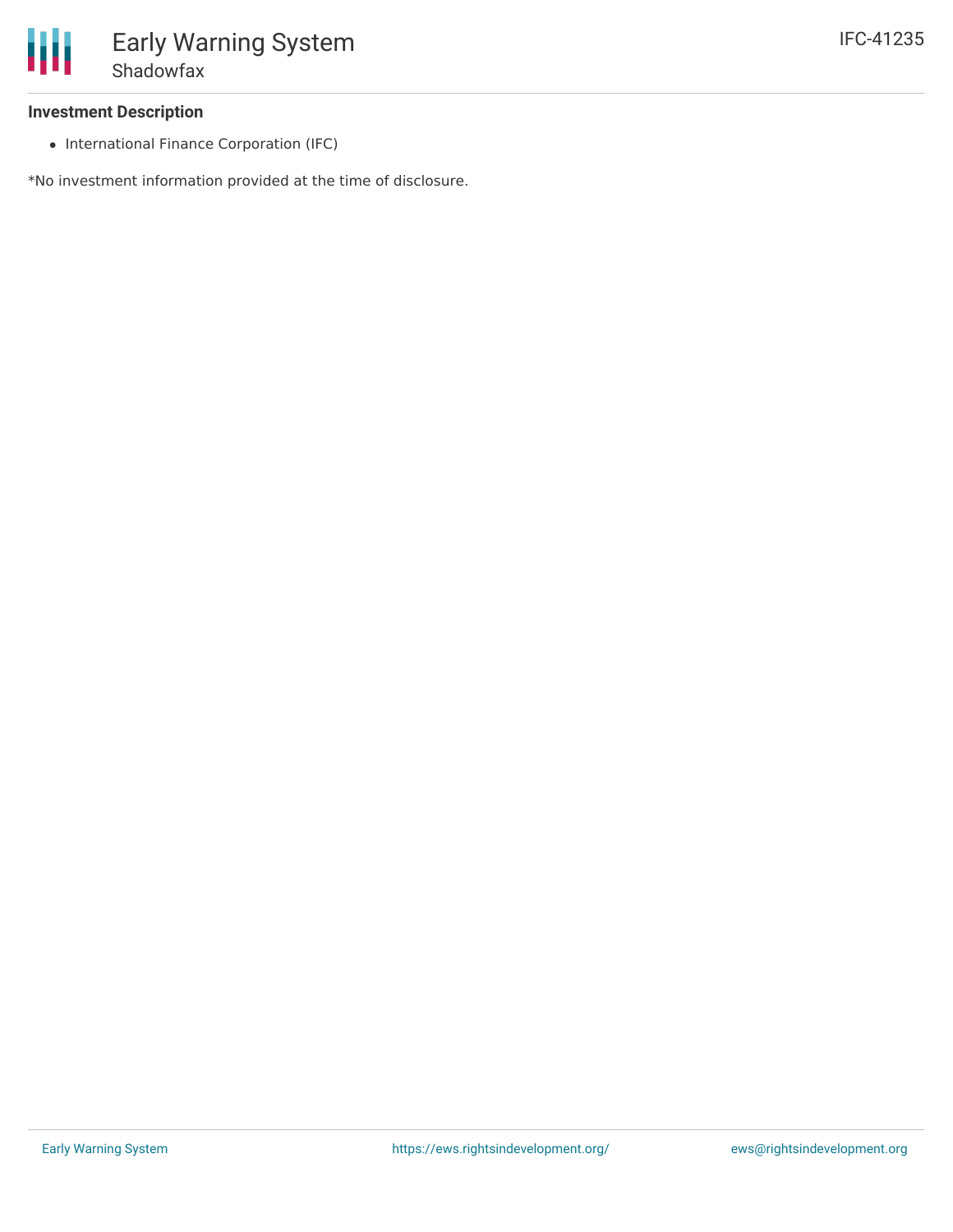**Investment Description**

- International Finance Corporation (IFC)

*No investment information provided at the time of disclosure.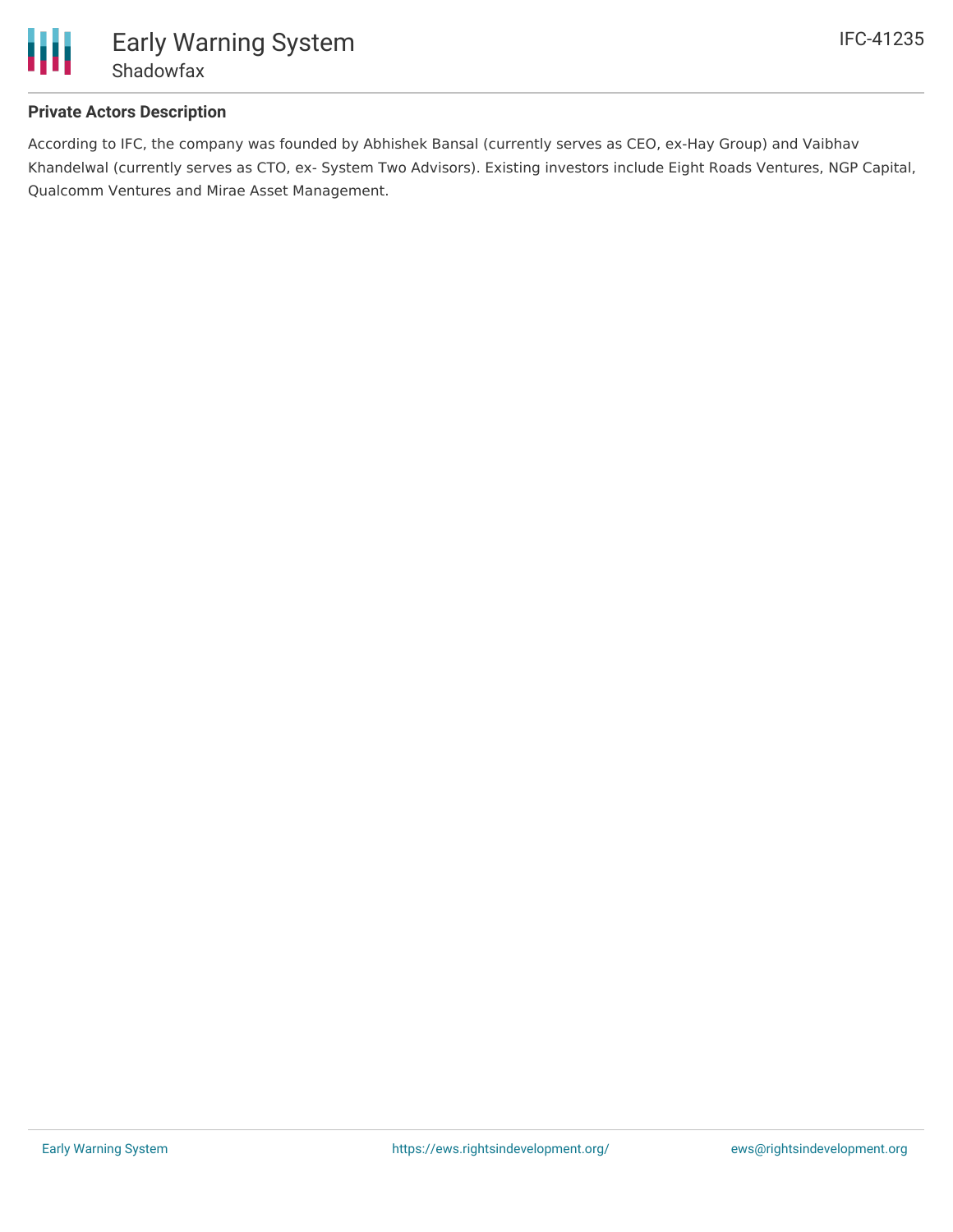### Private Actors Description

According to IFC, the company was founded by Abhishek Bansal (currently serves as CEO, ex-Hay Group) and Vaibhav Khandelwal (currently serves as CTO, ex- System Two Advisors). Existing investors include Eight Roads Ventures, NGP Capital, Qualcomm Ventures and Mirae Asset Management.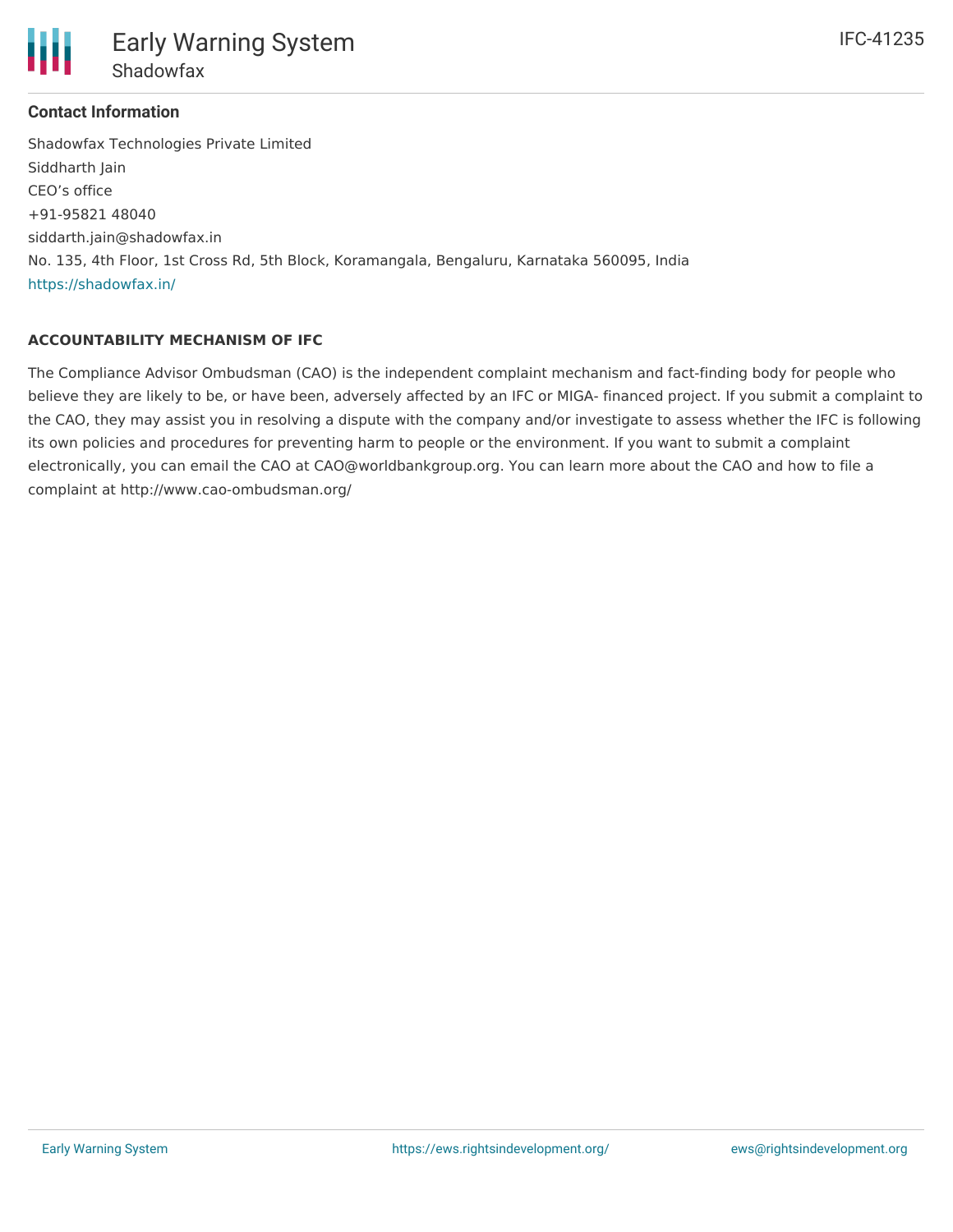### Contact Information

Shadowfax Technologies Private Limited
Siddharth Jain
CEO's office
+91-95821 48040
siddarth.jain@shadowfax.in
No. 135, 4th Floor, 1st Cross Rd, 5th Block, Koramangala, Bengaluru, Karnataka 560095, India
https://shadowfax.in/

### ACCOUNTABILITY MECHANISM OF IFC

The Compliance Advisor Ombudsman (CAO) is the independent complaint mechanism and fact-finding body for people who believe they are likely to be, or have been, adversely affected by an IFC or MIGA- financed project. If you submit a complaint to the CAO, they may assist you in resolving a dispute with the company and/or investigate to assess whether the IFC is following its own policies and procedures for preventing harm to people or the environment. If you want to submit a complaint electronically, you can email the CAO at CAO@worldbankgroup.org. You can learn more about the CAO and how to file a complaint at http://www.cao-ombudsman.org/